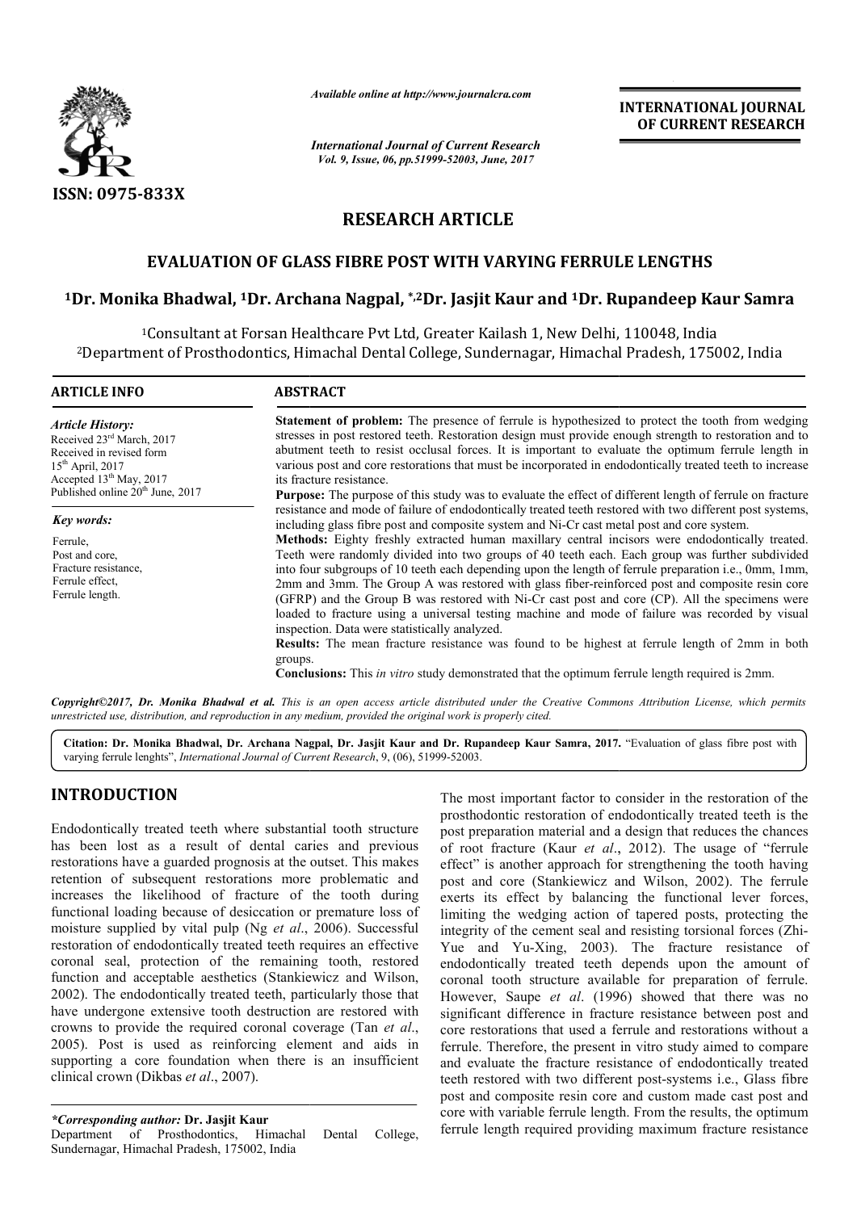ISSN: 0975-833X

*Available online at http://www.journalcra.com*

*International Journal of Current Research*
*Vol. 9, Issue, 06, pp.51999-52003, June, 2017*

**INTERNATIONAL JOURNAL OF CURRENT RESEARCH**

## RESEARCH ARTICLE

# EVALUATION OF GLASS FIBRE POST WITH VARYING FERRULE LENGTHS

**[1]Dr. Monika Bhadwal, [1]Dr. Archana Nagpal, [*,2]Dr. Jasjit Kaur and [1]Dr. Rupandeep Kaur Samra**

[1]Consultant at Forsan Healthcare Pvt Ltd, Greater Kailash 1, New Delhi, 110048, India
[2]Department of Prosthodontics, Himachal Dental College, Sundernagar, Himachal Pradesh, 175002, India

### ARTICLE INFO

*Article History:*
Received 23[rd] March, 2017
Received in revised form
15[th] April, 2017
Accepted 13[th] May, 2017
Published online 20[th] June, 2017

*Key words:*
Ferrule,
Post and core,
Fracture resistance,
Ferrule effect,
Ferrule length.

### ABSTRACT

**Statement of problem:** The presence of ferrule is hypothesized to protect the tooth from wedging stresses in post restored teeth. Restoration design must provide enough strength to restoration and to abutment teeth to resist occlusal forces. It is important to evaluate the optimum ferrule length in various post and core restorations that must be incorporated in endodontically treated teeth to increase its fracture resistance.

**Purpose:** The purpose of this study was to evaluate the effect of different length of ferrule on fracture resistance and mode of failure of endodontically treated teeth restored with two different post systems, including glass fibre post and composite system and Ni-Cr cast metal post and core system.

**Methods:** Eighty freshly extracted human maxillary central incisors were endodontically treated. Teeth were randomly divided into two groups of 40 teeth each. Each group was further subdivided into four subgroups of 10 teeth each depending upon the length of ferrule preparation i.e., 0mm, 1mm, 2mm and 3mm. The Group A was restored with glass fiber-reinforced post and composite resin core (GFRP) and the Group B was restored with Ni-Cr cast post and core (CP). All the specimens were loaded to fracture using a universal testing machine and mode of failure was recorded by visual inspection. Data were statistically analyzed.

**Results:** The mean fracture resistance was found to be highest at ferrule length of 2mm in both groups.

**Conclusions:** This *in vitro* study demonstrated that the optimum ferrule length required is 2mm.

*Copyright©2017, Dr. Monika Bhadwal et al. This is an open access article distributed under the Creative Commons Attribution License, which permits unrestricted use, distribution, and reproduction in any medium, provided the original work is properly cited.*

**Citation: Dr. Monika Bhadwal, Dr. Archana Nagpal, Dr. Jasjit Kaur and Dr. Rupandeep Kaur Samra, 2017.** "Evaluation of glass fibre post with varying ferrule lenghts", *International Journal of Current Research*, 9, (06), 51999-52003.

## INTRODUCTION

Endodontically treated teeth where substantial tooth structure has been lost as a result of dental caries and previous restorations have a guarded prognosis at the outset. This makes retention of subsequent restorations more problematic and increases the likelihood of fracture of the tooth during functional loading because of desiccation or premature loss of moisture supplied by vital pulp (Ng *et al*., 2006). Successful restoration of endodontically treated teeth requires an effective coronal seal, protection of the remaining tooth, restored function and acceptable aesthetics (Stankiewicz and Wilson, 2002). The endodontically treated teeth, particularly those that have undergone extensive tooth destruction are restored with crowns to provide the required coronal coverage (Tan *et al*., 2005). Post is used as reinforcing element and aids in supporting a core foundation when there is an insufficient clinical crown (Dikbas *et al*., 2007).

The most important factor to consider in the restoration of the prosthodontic restoration of endodontically treated teeth is the post preparation material and a design that reduces the chances of root fracture (Kaur *et al*., 2012). The usage of "ferrule effect" is another approach for strengthening the tooth having post and core (Stankiewicz and Wilson, 2002). The ferrule exerts its effect by balancing the functional lever forces, limiting the wedging action of tapered posts, protecting the integrity of the cement seal and resisting torsional forces (Zhi-Yue and Yu-Xing, 2003). The fracture resistance of endodontically treated teeth depends upon the amount of coronal tooth structure available for preparation of ferrule. However, Saupe *et al*. (1996) showed that there was no significant difference in fracture resistance between post and core restorations that used a ferrule and restorations without a ferrule. Therefore, the present in vitro study aimed to compare and evaluate the fracture resistance of endodontically treated teeth restored with two different post-systems i.e., Glass fibre post and composite resin core and custom made cast post and core with variable ferrule length. From the results, the optimum ferrule length required providing maximum fracture resistance

*\*Corresponding author:* **Dr. Jasjit Kaur**
Department of Prosthodontics, Himachal Dental College, Sundernagar, Himachal Pradesh, 175002, India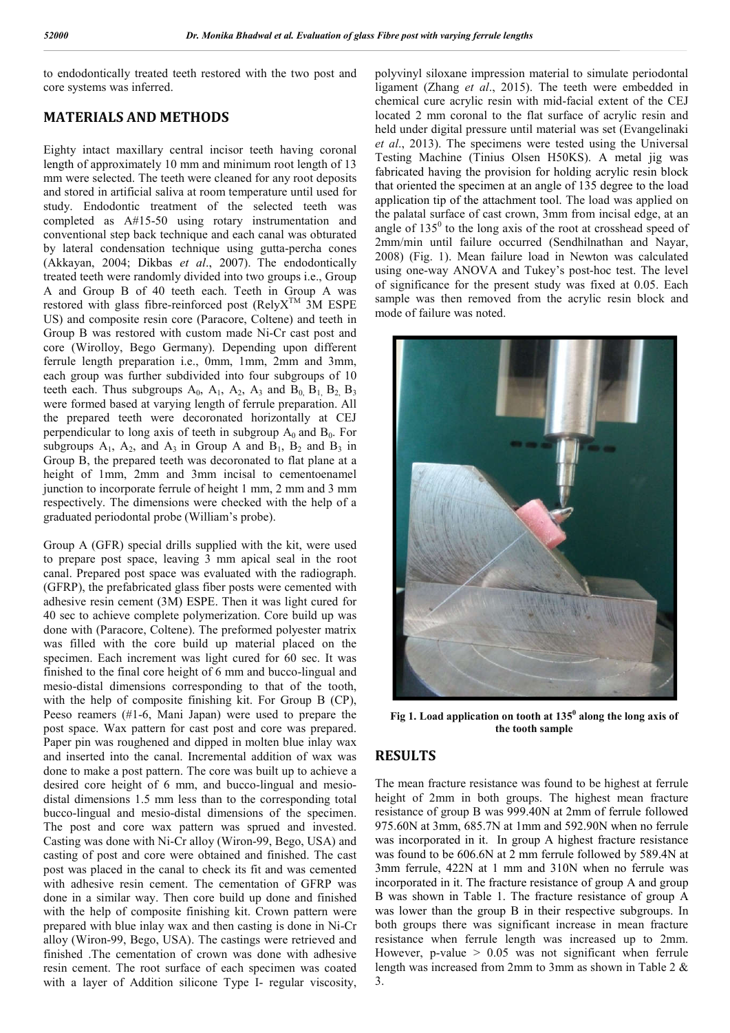to endodontically treated teeth restored with the two post and core systems was inferred.

## MATERIALS AND METHODS

Eighty intact maxillary central incisor teeth having coronal length of approximately 10 mm and minimum root length of 13 mm were selected. The teeth were cleaned for any root deposits and stored in artificial saliva at room temperature until used for study. Endodontic treatment of the selected teeth was completed as A#15-50 using rotary instrumentation and conventional step back technique and each canal was obturated by lateral condensation technique using gutta-percha cones (Akkayan, 2004; Dikbas *et al*., 2007). The endodontically treated teeth were randomly divided into two groups i.e., Group A and Group B of 40 teeth each. Teeth in Group A was restored with glass fibre-reinforced post (RelyX™ 3M ESPE US) and composite resin core (Paracore, Coltene) and teeth in Group B was restored with custom made Ni-Cr cast post and core (Wirolloy, Bego Germany). Depending upon different ferrule length preparation i.e., 0mm, 1mm, 2mm and 3mm, each group was further subdivided into four subgroups of 10 teeth each. Thus subgroups $A_0$, $A_1$, $A_2$, $A_3$ and $B_0$, $B_1$, $B_2$, $B_3$ were formed based at varying length of ferrule preparation. All the prepared teeth were decoronated horizontally at CEJ perpendicular to long axis of teeth in subgroup $A_0$ and $B_0$. For subgroups $A_1$, $A_2$, and $A_3$ in Group A and $B_1$, $B_2$ and $B_3$ in Group B, the prepared teeth was decoronated to flat plane at a height of 1mm, 2mm and 3mm incisal to cementoenamel junction to incorporate ferrule of height 1 mm, 2 mm and 3 mm respectively. The dimensions were checked with the help of a graduated periodontal probe (William's probe).

Group A (GFR) special drills supplied with the kit, were used to prepare post space, leaving 3 mm apical seal in the root canal. Prepared post space was evaluated with the radiograph. (GFRP), the prefabricated glass fiber posts were cemented with adhesive resin cement (3M) ESPE. Then it was light cured for 40 sec to achieve complete polymerization. Core build up was done with (Paracore, Coltene). The preformed polyester matrix was filled with the core build up material placed on the specimen. Each increment was light cured for 60 sec. It was finished to the final core height of 6 mm and bucco-lingual and mesio-distal dimensions corresponding to that of the tooth, with the help of composite finishing kit. For Group B (CP), Peeso reamers (#1-6, Mani Japan) were used to prepare the post space. Wax pattern for cast post and core was prepared. Paper pin was roughened and dipped in molten blue inlay wax and inserted into the canal. Incremental addition of wax was done to make a post pattern. The core was built up to achieve a desired core height of 6 mm, and bucco-lingual and mesio-distal dimensions 1.5 mm less than to the corresponding total bucco-lingual and mesio-distal dimensions of the specimen. The post and core wax pattern was sprued and invested. Casting was done with Ni-Cr alloy (Wiron-99, Bego, USA) and casting of post and core were obtained and finished. The cast post was placed in the canal to check its fit and was cemented with adhesive resin cement. The cementation of GFRP was done in a similar way. Then core build up done and finished with the help of composite finishing kit. Crown pattern were prepared with blue inlay wax and then casting is done in Ni-Cr alloy (Wiron-99, Bego, USA). The castings were retrieved and finished .The cementation of crown was done with adhesive resin cement. The root surface of each specimen was coated with a layer of Addition silicone Type I- regular viscosity, polyvinyl siloxane impression material to simulate periodontal ligament (Zhang *et al*., 2015). The teeth were embedded in chemical cure acrylic resin with mid-facial extent of the CEJ located 2 mm coronal to the flat surface of acrylic resin and held under digital pressure until material was set (Evangelinaki *et al*., 2013). The specimens were tested using the Universal Testing Machine (Tinius Olsen H50KS). A metal jig was fabricated having the provision for holding acrylic resin block that oriented the specimen at an angle of 135 degree to the load application tip of the attachment tool. The load was applied on the palatal surface of cast crown, 3mm from incisal edge, at an angle of $135^0$ to the long axis of the root at crosshead speed of 2mm/min until failure occurred (Sendhilnathan and Nayar, 2008) (Fig. 1). Mean failure load in Newton was calculated using one-way ANOVA and Tukey's post-hoc test. The level of significance for the present study was fixed at 0.05. Each sample was then removed from the acrylic resin block and mode of failure was noted.

**Fig 1. Load application on tooth at $135^0$ along the long axis of the tooth sample**

## RESULTS

The mean fracture resistance was found to be highest at ferrule height of 2mm in both groups. The highest mean fracture resistance of group B was 999.40N at 2mm of ferrule followed 975.60N at 3mm, 685.7N at 1mm and 592.90N when no ferrule was incorporated in it. In group A highest fracture resistance was found to be 606.6N at 2 mm ferrule followed by 589.4N at 3mm ferrule, 422N at 1 mm and 310N when no ferrule was incorporated in it. The fracture resistance of group A and group B was shown in Table 1. The fracture resistance of group A was lower than the group B in their respective subgroups. In both groups there was significant increase in mean fracture resistance when ferrule length was increased up to 2mm. However, p-value $> 0.05$ was not significant when ferrule length was increased from 2mm to 3mm as shown in Table 2 & 3.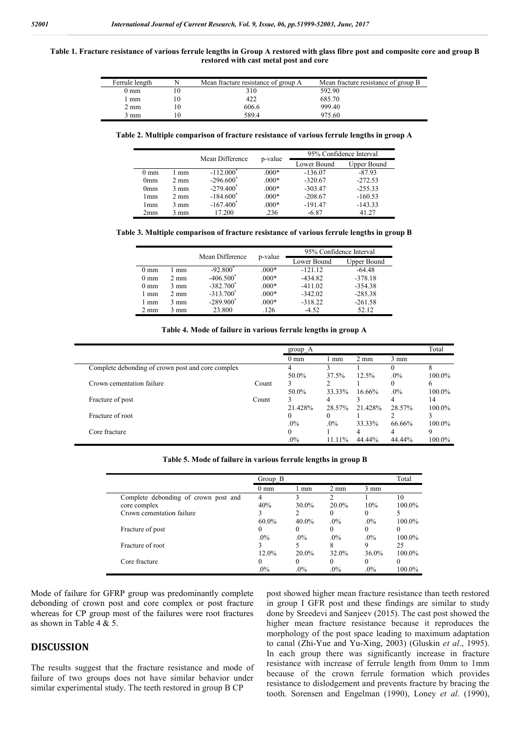**Table 1. Fracture resistance of various ferrule lengths in Group A restored with glass fibre post and composite core and group B restored with cast metal post and core**

| Ferrule length | N | Mean fracture resistance of group A | Mean fracture resistance of group B |
|---|---|---|---|
| 0 mm | 10 | 310 | 592.90 |
| 1 mm | 10 | 422 | 685.70 |
| 2 mm | 10 | 606.6 | 999.40 |
| 3 mm | 10 | 589.4 | 975.60 |

**Table 2. Multiple comparison of fracture resistance of various ferrule lengths in group A**

| | | Mean Difference | p-value | 95% Confidence Interval | |
|---|---|---|---|---|---|
| | | | | Lower Bound | Upper Bound |
| 0 mm | 1 mm | -112.000* | .000* | -136.07 | -87.93 |
| 0mm | 2 mm | -296.600* | .000* | -320.67 | -272.53 |
| 0mm | 3 mm | -279.400* | .000* | -303.47 | -255.33 |
| 1mm | 2 mm | -184.600* | .000* | -208.67 | -160.53 |
| 1mm | 3 mm | -167.400* | .000* | -191.47 | -143.33 |
| 2mm | 3 mm | 17.200 | .236 | -6.87 | 41.27 |

**Table 3. Multiple comparison of fracture resistance of various ferrule lengths in group B**

| | | Mean Difference | p-value | 95% Confidence Interval | |
|---|---|---|---|---|---|
| | | | | Lower Bound | Upper Bound |
| 0 mm | 1 mm | -92.800* | .000* | -121.12 | -64.48 |
| 0 mm | 2 mm | -406.500* | .000* | -434.82 | -378.18 |
| 0 mm | 3 mm | -382.700* | .000* | -411.02 | -354.38 |
| 1 mm | 2 mm | -313.700* | .000* | -342.02 | -285.38 |
| 1 mm | 3 mm | -289.900* | .000* | -318.22 | -261.58 |
| 2 mm | 3 mm | 23.800 | .126 | -4.52 | 52.12 |

**Table 4. Mode of failure in various ferrule lengths in group A**

| | | group_A | | | | Total |
|---|---|---|---|---|---|---|
| | | 0 mm | 1 mm | 2 mm | 3 mm | |
| Complete debonding of crown post and core complex | | 4 | 3 | 1 | 0 | 8 |
| | | 50.0% | 37.5% | 12.5% | .0% | 100.0% |
| Crown cementation failure | Count | 3 | 2 | 1 | 0 | 6 |
| | | 50.0% | 33.33% | 16.66% | .0% | 100.0% |
| Fracture of post | Count | 3 | 4 | 3 | 4 | 14 |
| | | 21.428% | 28.57% | 21.428% | 28.57% | 100.0% |
| Fracture of root | | 0 | 0 | 1 | 2 | 3 |
| | | .0% | .0% | 33.33% | 66.66% | 100.0% |
| Core fracture | | 0 | 1 | 4 | 4 | 9 |
| | | .0% | 11.11% | 44.44% | 44.44% | 100.0% |

**Table 5. Mode of failure in various ferrule lengths in group B**

| | Group_B | | | | Total |
|---|---|---|---|---|---|
| | 0 mm | 1 mm | 2 mm | 3 mm | |
| Complete debonding of crown post and core complex | 4 | 3 | 2 | 1 | 10 |
| | 40% | 30.0% | 20.0% | 10% | 100.0% |
| Crown cementation failure | 3 | 2 | 0 | 0 | 5 |
| | 60.0% | 40.0% | .0% | .0% | 100.0% |
| Fracture of post | 0 | 0 | 0 | 0 | 0 |
| | .0% | .0% | .0% | .0% | 100.0% |
| Fracture of root | 3 | 5 | 8 | 9 | 25 |
| | 12.0% | 20.0% | 32.0% | 36.0% | 100.0% |
| Core fracture | 0 | 0 | 0 | 0 | 0 |
| | .0% | .0% | .0% | .0% | 100.0% |

Mode of failure for GFRP group was predominantly complete debonding of crown post and core complex or post fracture whereas for CP group most of the failures were root fractures as shown in Table 4 & 5.

## DISCUSSION

The results suggest that the fracture resistance and mode of failure of two groups does not have similar behavior under similar experimental study. The teeth restored in group B CP post showed higher mean fracture resistance than teeth restored in group I GFR post and these findings are similar to study done by Sreedevi and Sanjeev (2015). The cast post showed the higher mean fracture resistance because it reproduces the morphology of the post space leading to maximum adaptation to canal (Zhi-Yue and Yu-Xing, 2003) (Gluskin *et al*., 1995). In each group there was significantly increase in fracture resistance with increase of ferrule length from 0mm to 1mm because of the crown ferrule formation which provides resistance to dislodgement and prevents fracture by bracing the tooth. Sorensen and Engelman (1990), Loney *et al*. (1990),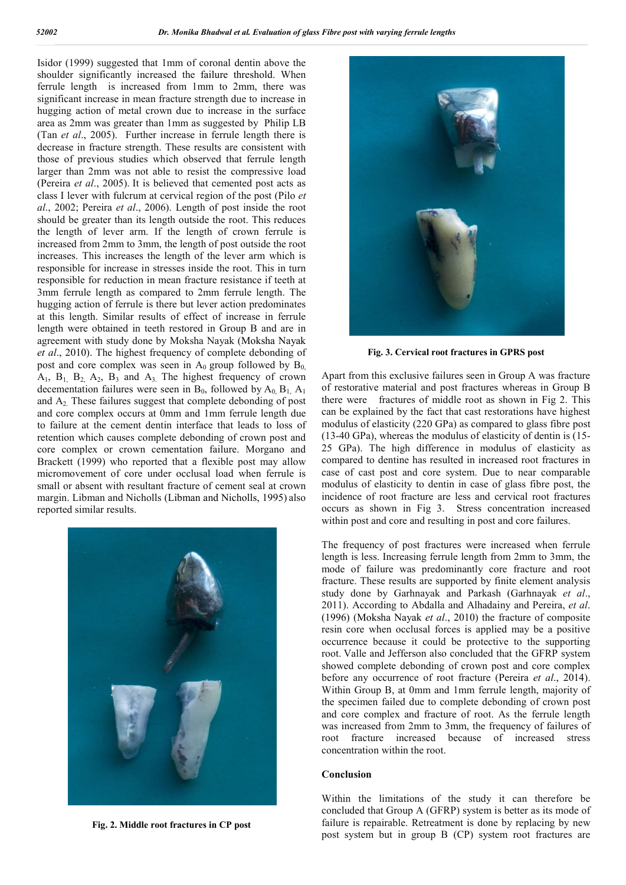Isidor (1999) suggested that 1mm of coronal dentin above the shoulder significantly increased the failure threshold. When ferrule length is increased from 1mm to 2mm, there was significant increase in mean fracture strength due to increase in hugging action of metal crown due to increase in the surface area as 2mm was greater than 1mm as suggested by Philip LB (Tan *et al*., 2005). Further increase in ferrule length there is decrease in fracture strength. These results are consistent with those of previous studies which observed that ferrule length larger than 2mm was not able to resist the compressive load (Pereira *et al*., 2005). It is believed that cemented post acts as class I lever with fulcrum at cervical region of the post (Pilo *et al*., 2002; Pereira *et al*., 2006). Length of post inside the root should be greater than its length outside the root. This reduces the length of lever arm. If the length of crown ferrule is increased from 2mm to 3mm, the length of post outside the root increases. This increases the length of the lever arm which is responsible for increase in stresses inside the root. This in turn responsible for reduction in mean fracture resistance if teeth at 3mm ferrule length as compared to 2mm ferrule length. The hugging action of ferrule is there but lever action predominates at this length. Similar results of effect of increase in ferrule length were obtained in teeth restored in Group B and are in agreement with study done by Moksha Nayak (Moksha Nayak *et al*., 2010). The highest frequency of complete debonding of post and core complex was seen in $A_0$ group followed by $B_0$, $A_1$, $B_1$, $B_2$, $A_2$, $B_3$ and $A_3$. The highest frequency of crown decementation failures were seen in $B_0$, followed by $A_0$, $B_1$, $A_1$ and $A_2$. These failures suggest that complete debonding of post and core complex occurs at 0mm and 1mm ferrule length due to failure at the cement dentin interface that leads to loss of retention which causes complete debonding of crown post and core complex or crown cementation failure. Morgano and Brackett (1999) who reported that a flexible post may allow micromovement of core under occlusal load when ferrule is small or absent with resultant fracture of cement seal at crown margin. Libman and Nicholls (Libman and Nicholls, 1995) also reported similar results.

**Fig. 2. Middle root fractures in CP post**

**Fig. 3. Cervical root fractures in GPRS post**

Apart from this exclusive failures seen in Group A was fracture of restorative material and post fractures whereas in Group B there were fractures of middle root as shown in Fig 2. This can be explained by the fact that cast restorations have highest modulus of elasticity (220 GPa) as compared to glass fibre post (13-40 GPa), whereas the modulus of elasticity of dentin is (15-25 GPa). The high difference in modulus of elasticity as compared to dentine has resulted in increased root fractures in case of cast post and core system. Due to near comparable modulus of elasticity to dentin in case of glass fibre post, the incidence of root fracture are less and cervical root fractures occurs as shown in Fig 3. Stress concentration increased within post and core and resulting in post and core failures.

The frequency of post fractures were increased when ferrule length is less. Increasing ferrule length from 2mm to 3mm, the mode of failure was predominantly core fracture and root fracture. These results are supported by finite element analysis study done by Garhnayak and Parkash (Garhnayak *et al*., 2011). According to Abdalla and Alhadainy and Pereira, *et al*. (1996) (Moksha Nayak *et al*., 2010) the fracture of composite resin core when occlusal forces is applied may be a positive occurrence because it could be protective to the supporting root. Valle and Jefferson also concluded that the GFRP system showed complete debonding of crown post and core complex before any occurrence of root fracture (Pereira *et al*., 2014). Within Group B, at 0mm and 1mm ferrule length, majority of the specimen failed due to complete debonding of crown post and core complex and fracture of root. As the ferrule length was increased from 2mm to 3mm, the frequency of failures of root fracture increased because of increased stress concentration within the root.

## Conclusion

Within the limitations of the study it can therefore be concluded that Group A (GFRP) system is better as its mode of failure is repairable. Retreatment is done by replacing by new post system but in group B (CP) system root fractures are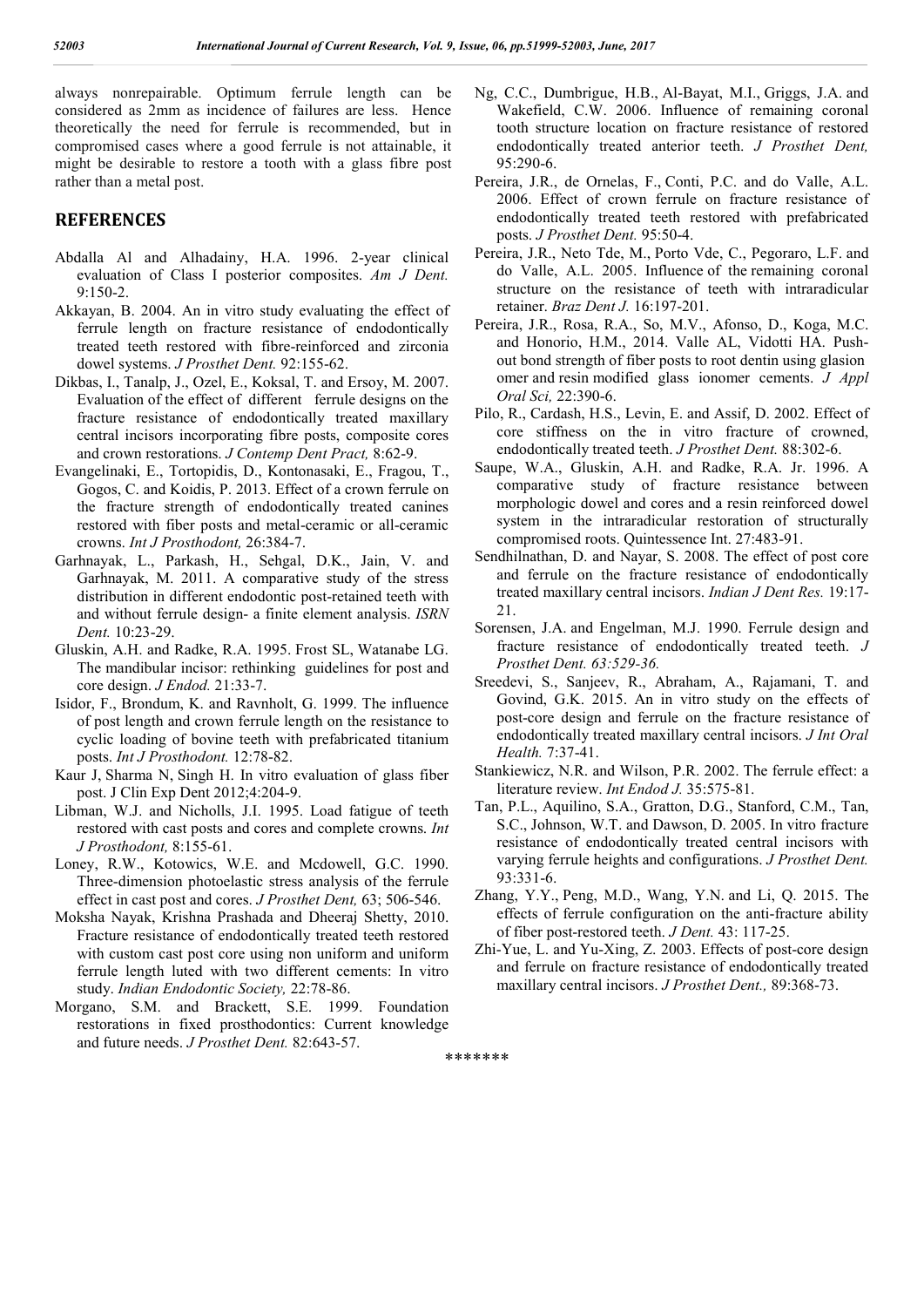always nonrepairable. Optimum ferrule length can be considered as 2mm as incidence of failures are less. Hence theoretically the need for ferrule is recommended, but in compromised cases where a good ferrule is not attainable, it might be desirable to restore a tooth with a glass fibre post rather than a metal post.

## REFERENCES

Abdalla Al and Alhadainy, H.A. 1996. 2-year clinical evaluation of Class I posterior composites. *Am J Dent.* 9:150-2.

Akkayan, B. 2004. An in vitro study evaluating the effect of ferrule length on fracture resistance of endodontically treated teeth restored with fibre-reinforced and zirconia dowel systems. *J Prosthet Dent.* 92:155-62.

Dikbas, I., Tanalp, J., Ozel, E., Koksal, T. and Ersoy, M. 2007. Evaluation of the effect of different ferrule designs on the fracture resistance of endodontically treated maxillary central incisors incorporating fibre posts, composite cores and crown restorations. *J Contemp Dent Pract,* 8:62-9.

Evangelinaki, E., Tortopidis, D., Kontonasaki, E., Fragou, T., Gogos, C. and Koidis, P. 2013. Effect of a crown ferrule on the fracture strength of endodontically treated canines restored with fiber posts and metal-ceramic or all-ceramic crowns. *Int J Prosthodont,* 26:384-7.

Garhnayak, L., Parkash, H., Sehgal, D.K., Jain, V. and Garhnayak, M. 2011. A comparative study of the stress distribution in different endodontic post-retained teeth with and without ferrule design- a finite element analysis. *ISRN Dent.* 10:23-29.

Gluskin, A.H. and Radke, R.A. 1995. Frost SL, Watanabe LG. The mandibular incisor: rethinking guidelines for post and core design. *J Endod.* 21:33-7.

Isidor, F., Brondum, K. and Ravnholt, G. 1999. The influence of post length and crown ferrule length on the resistance to cyclic loading of bovine teeth with prefabricated titanium posts. *Int J Prosthodont.* 12:78-82.

Kaur J, Sharma N, Singh H. In vitro evaluation of glass fiber post. J Clin Exp Dent 2012;4:204-9.

Libman, W.J. and Nicholls, J.I. 1995. Load fatigue of teeth restored with cast posts and cores and complete crowns. *Int J Prosthodont,* 8:155-61.

Loney, R.W., Kotowics, W.E. and Mcdowell, G.C. 1990. Three-dimension photoelastic stress analysis of the ferrule effect in cast post and cores. *J Prosthet Dent,* 63; 506-546.

Moksha Nayak, Krishna Prashada and Dheeraj Shetty, 2010. Fracture resistance of endodontically treated teeth restored with custom cast post core using non uniform and uniform ferrule length luted with two different cements: In vitro study. *Indian Endodontic Society,* 22:78-86.

Morgano, S.M. and Brackett, S.E. 1999. Foundation restorations in fixed prosthodontics: Current knowledge and future needs. *J Prosthet Dent.* 82:643-57.

Ng, C.C., Dumbrigue, H.B., Al-Bayat, M.I., Griggs, J.A. and Wakefield, C.W. 2006. Influence of remaining coronal tooth structure location on fracture resistance of restored endodontically treated anterior teeth. *J Prosthet Dent,* 95:290-6.

Pereira, J.R., de Ornelas, F., Conti, P.C. and do Valle, A.L. 2006. Effect of crown ferrule on fracture resistance of endodontically treated teeth restored with prefabricated posts. *J Prosthet Dent.* 95:50-4.

Pereira, J.R., Neto Tde, M., Porto Vde, C., Pegoraro, L.F. and do Valle, A.L. 2005. Influence of the remaining coronal structure on the resistance of teeth with intraradicular retainer. *Braz Dent J.* 16:197-201.

Pereira, J.R., Rosa, R.A., So, M.V., Afonso, D., Koga, M.C. and Honorio, H.M., 2014. Valle AL, Vidotti HA. Push-out bond strength of fiber posts to root dentin using glasion omer and resin modified glass ionomer cements. *J Appl Oral Sci,* 22:390-6.

Pilo, R., Cardash, H.S., Levin, E. and Assif, D. 2002. Effect of core stiffness on the in vitro fracture of crowned, endodontically treated teeth. *J Prosthet Dent.* 88:302-6.

Saupe, W.A., Gluskin, A.H. and Radke, R.A. Jr. 1996. A comparative study of fracture resistance between morphologic dowel and cores and a resin reinforced dowel system in the intraradicular restoration of structurally compromised roots. Quintessence Int. 27:483-91.

Sendhilnathan, D. and Nayar, S. 2008. The effect of post core and ferrule on the fracture resistance of endodontically treated maxillary central incisors. *Indian J Dent Res.* 19:17-21.

Sorensen, J.A. and Engelman, M.J. 1990. Ferrule design and fracture resistance of endodontically treated teeth. *J Prosthet Dent. 63:529-36.*

Sreedevi, S., Sanjeev, R., Abraham, A., Rajamani, T. and Govind, G.K. 2015. An in vitro study on the effects of post-core design and ferrule on the fracture resistance of endodontically treated maxillary central incisors. *J Int Oral Health.* 7:37-41.

Stankiewicz, N.R. and Wilson, P.R. 2002. The ferrule effect: a literature review. *Int Endod J.* 35:575-81.

Tan, P.L., Aquilino, S.A., Gratton, D.G., Stanford, C.M., Tan, S.C., Johnson, W.T. and Dawson, D. 2005. In vitro fracture resistance of endodontically treated central incisors with varying ferrule heights and configurations. *J Prosthet Dent.* 93:331-6.

Zhang, Y.Y., Peng, M.D., Wang, Y.N. and Li, Q. 2015. The effects of ferrule configuration on the anti-fracture ability of fiber post-restored teeth. *J Dent.* 43: 117-25.

Zhi-Yue, L. and Yu-Xing, Z. 2003. Effects of post-core design and ferrule on fracture resistance of endodontically treated maxillary central incisors. *J Prosthet Dent.,* 89:368-73.

*******